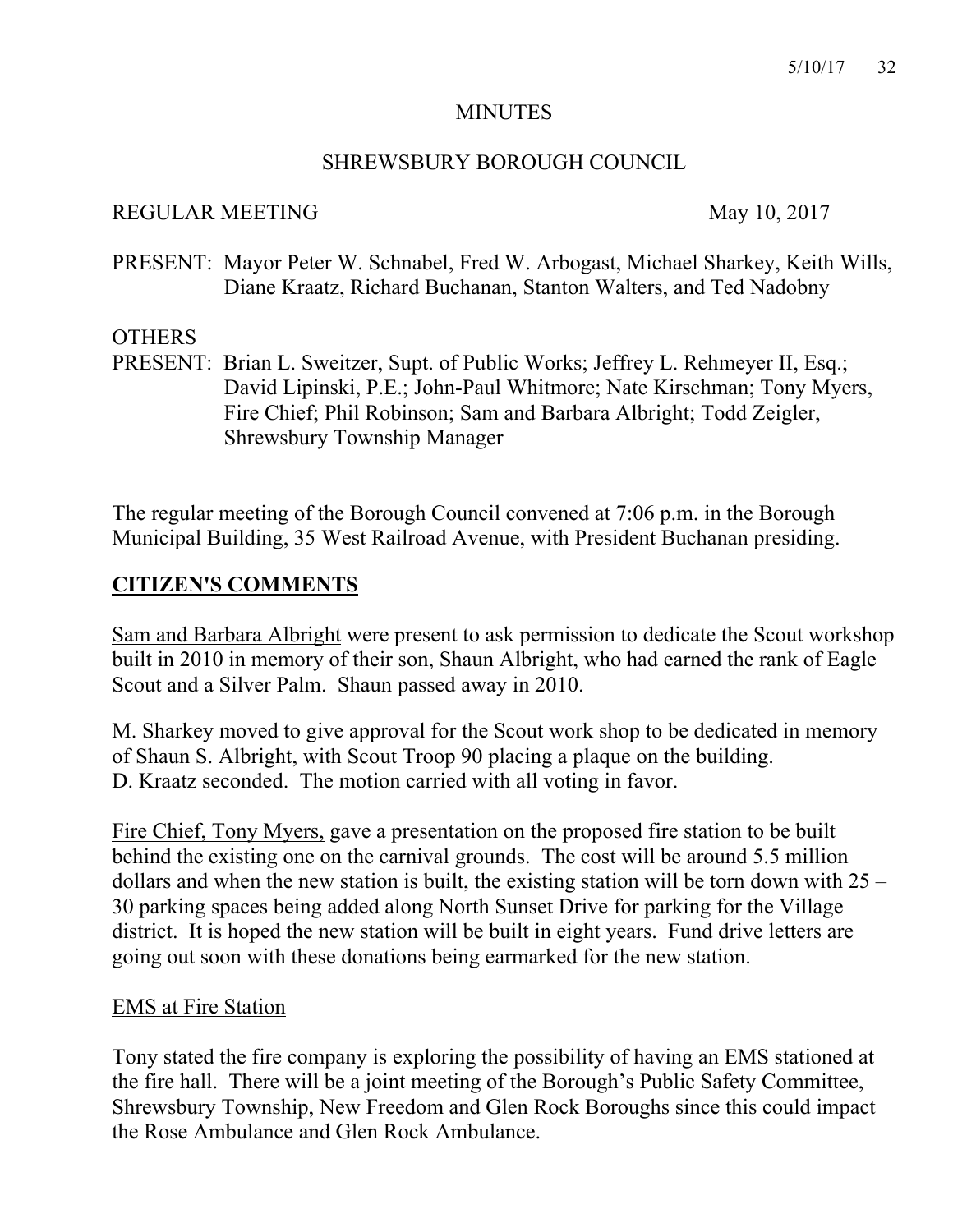# MINUTES

## SHREWSBURY BOROUGH COUNCIL

REGULAR MEETING May 10, 2017

PRESENT: Mayor Peter W. Schnabel, Fred W. Arbogast, Michael Sharkey, Keith Wills, Diane Kraatz, Richard Buchanan, Stanton Walters, and Ted Nadobny

OTHERS
PRESENT: Brian L. Sweitzer, Supt. of Public Works; Jeffrey L. Rehmeyer II, Esq.; David Lipinski, P.E.; John-Paul Whitmore; Nate Kirschman; Tony Myers, Fire Chief; Phil Robinson; Sam and Barbara Albright; Todd Zeigler, Shrewsbury Township Manager

The regular meeting of the Borough Council convened at 7:06 p.m. in the Borough Municipal Building, 35 West Railroad Avenue, with President Buchanan presiding.

## CITIZEN'S COMMENTS

Sam and Barbara Albright were present to ask permission to dedicate the Scout workshop built in 2010 in memory of their son, Shaun Albright, who had earned the rank of Eagle Scout and a Silver Palm. Shaun passed away in 2010.

M. Sharkey moved to give approval for the Scout work shop to be dedicated in memory of Shaun S. Albright, with Scout Troop 90 placing a plaque on the building. D. Kraatz seconded. The motion carried with all voting in favor.

Fire Chief, Tony Myers, gave a presentation on the proposed fire station to be built behind the existing one on the carnival grounds. The cost will be around 5.5 million dollars and when the new station is built, the existing station will be torn down with 25 – 30 parking spaces being added along North Sunset Drive for parking for the Village district. It is hoped the new station will be built in eight years. Fund drive letters are going out soon with these donations being earmarked for the new station.

EMS at Fire Station

Tony stated the fire company is exploring the possibility of having an EMS stationed at the fire hall. There will be a joint meeting of the Borough's Public Safety Committee, Shrewsbury Township, New Freedom and Glen Rock Boroughs since this could impact the Rose Ambulance and Glen Rock Ambulance.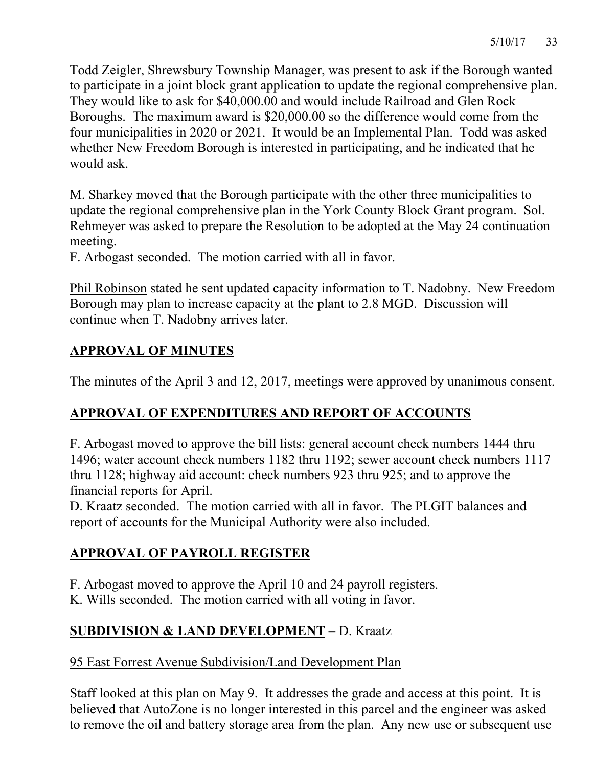Todd Zeigler, Shrewsbury Township Manager, was present to ask if the Borough wanted to participate in a joint block grant application to update the regional comprehensive plan. They would like to ask for $40,000.00 and would include Railroad and Glen Rock Boroughs. The maximum award is $20,000.00 so the difference would come from the four municipalities in 2020 or 2021. It would be an Implemental Plan. Todd was asked whether New Freedom Borough is interested in participating, and he indicated that he would ask.

M. Sharkey moved that the Borough participate with the other three municipalities to update the regional comprehensive plan in the York County Block Grant program. Sol. Rehmeyer was asked to prepare the Resolution to be adopted at the May 24 continuation meeting.
F. Arbogast seconded. The motion carried with all in favor.

Phil Robinson stated he sent updated capacity information to T. Nadobny. New Freedom Borough may plan to increase capacity at the plant to 2.8 MGD. Discussion will continue when T. Nadobny arrives later.

## APPROVAL OF MINUTES

The minutes of the April 3 and 12, 2017, meetings were approved by unanimous consent.

## APPROVAL OF EXPENDITURES AND REPORT OF ACCOUNTS

F. Arbogast moved to approve the bill lists: general account check numbers 1444 thru 1496; water account check numbers 1182 thru 1192; sewer account check numbers 1117 thru 1128; highway aid account: check numbers 923 thru 925; and to approve the financial reports for April.
D. Kraatz seconded. The motion carried with all in favor. The PLGIT balances and report of accounts for the Municipal Authority were also included.

## APPROVAL OF PAYROLL REGISTER

F. Arbogast moved to approve the April 10 and 24 payroll registers.
K. Wills seconded. The motion carried with all voting in favor.

## SUBDIVISION & LAND DEVELOPMENT – D. Kraatz

95 East Forrest Avenue Subdivision/Land Development Plan

Staff looked at this plan on May 9. It addresses the grade and access at this point. It is believed that AutoZone is no longer interested in this parcel and the engineer was asked to remove the oil and battery storage area from the plan. Any new use or subsequent use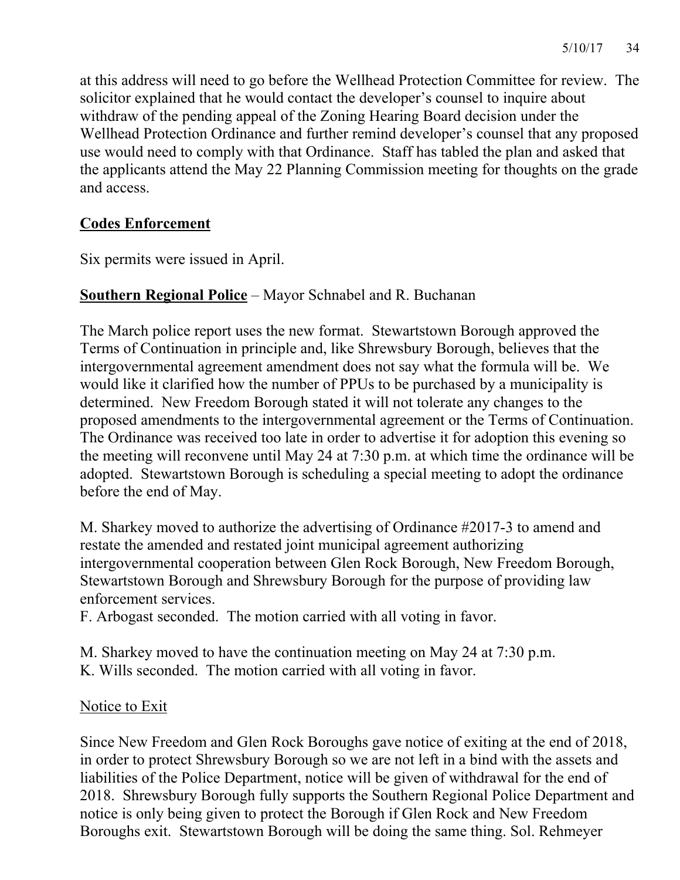at this address will need to go before the Wellhead Protection Committee for review. The solicitor explained that he would contact the developer's counsel to inquire about withdraw of the pending appeal of the Zoning Hearing Board decision under the Wellhead Protection Ordinance and further remind developer's counsel that any proposed use would need to comply with that Ordinance. Staff has tabled the plan and asked that the applicants attend the May 22 Planning Commission meeting for thoughts on the grade and access.

## Codes Enforcement

Six permits were issued in April.

**Southern Regional Police** – Mayor Schnabel and R. Buchanan

The March police report uses the new format. Stewartstown Borough approved the Terms of Continuation in principle and, like Shrewsbury Borough, believes that the intergovernmental agreement amendment does not say what the formula will be. We would like it clarified how the number of PPUs to be purchased by a municipality is determined. New Freedom Borough stated it will not tolerate any changes to the proposed amendments to the intergovernmental agreement or the Terms of Continuation. The Ordinance was received too late in order to advertise it for adoption this evening so the meeting will reconvene until May 24 at 7:30 p.m. at which time the ordinance will be adopted. Stewartstown Borough is scheduling a special meeting to adopt the ordinance before the end of May.

M. Sharkey moved to authorize the advertising of Ordinance #2017-3 to amend and restate the amended and restated joint municipal agreement authorizing intergovernmental cooperation between Glen Rock Borough, New Freedom Borough, Stewartstown Borough and Shrewsbury Borough for the purpose of providing law enforcement services.
F. Arbogast seconded. The motion carried with all voting in favor.

M. Sharkey moved to have the continuation meeting on May 24 at 7:30 p.m.
K. Wills seconded. The motion carried with all voting in favor.

Notice to Exit

Since New Freedom and Glen Rock Boroughs gave notice of exiting at the end of 2018, in order to protect Shrewsbury Borough so we are not left in a bind with the assets and liabilities of the Police Department, notice will be given of withdrawal for the end of 2018. Shrewsbury Borough fully supports the Southern Regional Police Department and notice is only being given to protect the Borough if Glen Rock and New Freedom Boroughs exit. Stewartstown Borough will be doing the same thing. Sol. Rehmeyer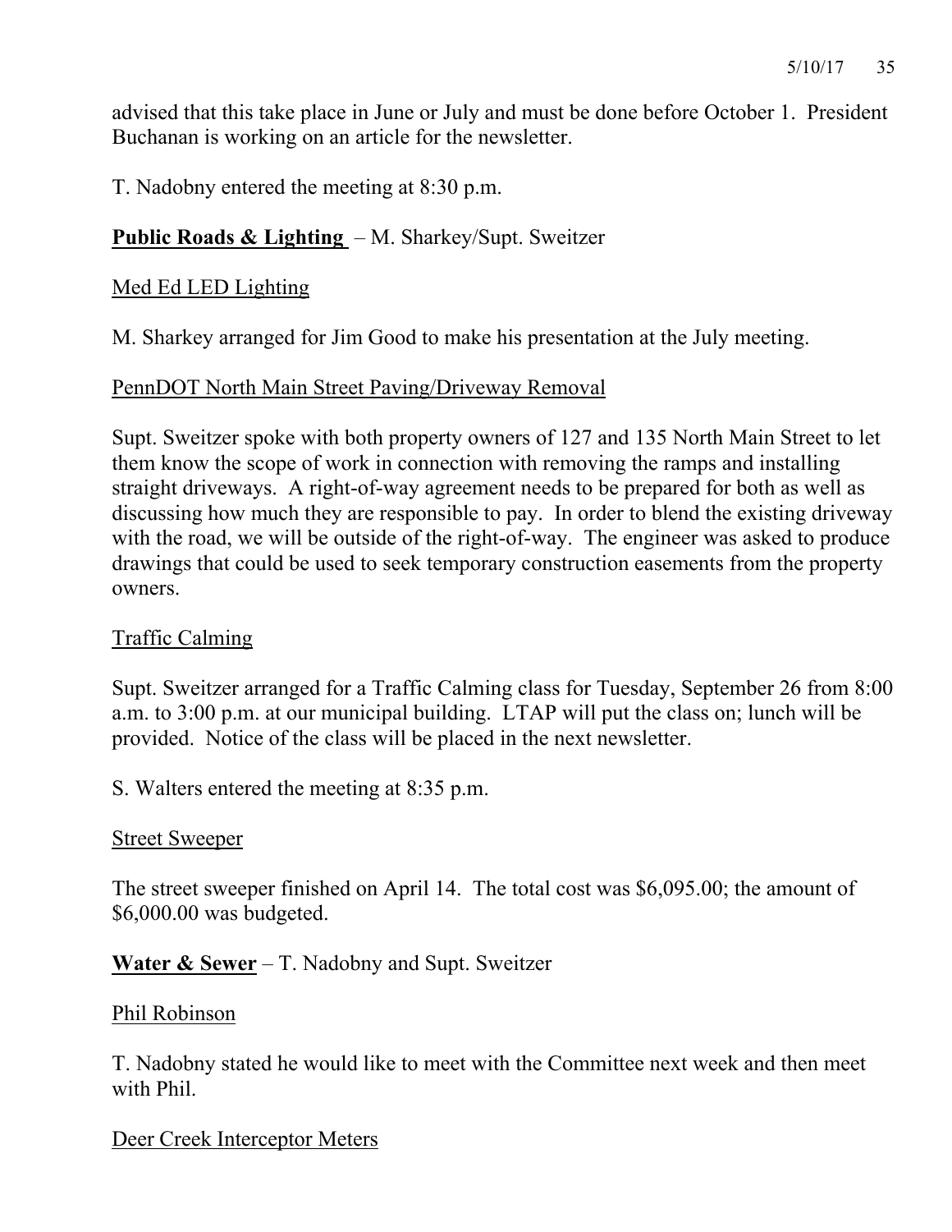advised that this take place in June or July and must be done before October 1. President Buchanan is working on an article for the newsletter.

T. Nadobny entered the meeting at 8:30 p.m.

**Public Roads & Lighting** – M. Sharkey/Supt. Sweitzer

Med Ed LED Lighting

M. Sharkey arranged for Jim Good to make his presentation at the July meeting.

PennDOT North Main Street Paving/Driveway Removal

Supt. Sweitzer spoke with both property owners of 127 and 135 North Main Street to let them know the scope of work in connection with removing the ramps and installing straight driveways. A right-of-way agreement needs to be prepared for both as well as discussing how much they are responsible to pay. In order to blend the existing driveway with the road, we will be outside of the right-of-way. The engineer was asked to produce drawings that could be used to seek temporary construction easements from the property owners.

Traffic Calming

Supt. Sweitzer arranged for a Traffic Calming class for Tuesday, September 26 from 8:00 a.m. to 3:00 p.m. at our municipal building. LTAP will put the class on; lunch will be provided. Notice of the class will be placed in the next newsletter.

S. Walters entered the meeting at 8:35 p.m.

Street Sweeper

The street sweeper finished on April 14. The total cost was $6,095.00; the amount of $6,000.00 was budgeted.

**Water & Sewer** – T. Nadobny and Supt. Sweitzer

Phil Robinson

T. Nadobny stated he would like to meet with the Committee next week and then meet with Phil.

Deer Creek Interceptor Meters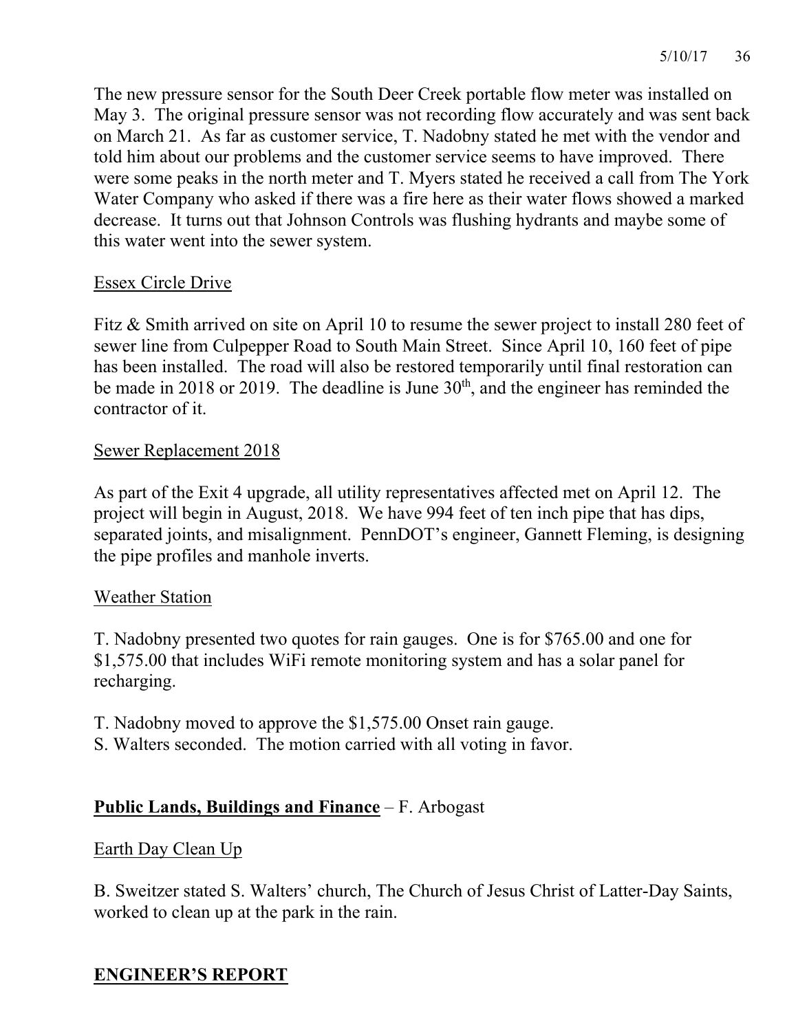The new pressure sensor for the South Deer Creek portable flow meter was installed on May 3. The original pressure sensor was not recording flow accurately and was sent back on March 21. As far as customer service, T. Nadobny stated he met with the vendor and told him about our problems and the customer service seems to have improved. There were some peaks in the north meter and T. Myers stated he received a call from The York Water Company who asked if there was a fire here as their water flows showed a marked decrease. It turns out that Johnson Controls was flushing hydrants and maybe some of this water went into the sewer system.

Essex Circle Drive

Fitz & Smith arrived on site on April 10 to resume the sewer project to install 280 feet of sewer line from Culpepper Road to South Main Street. Since April 10, 160 feet of pipe has been installed. The road will also be restored temporarily until final restoration can be made in 2018 or 2019. The deadline is June 30th, and the engineer has reminded the contractor of it.

Sewer Replacement 2018

As part of the Exit 4 upgrade, all utility representatives affected met on April 12. The project will begin in August, 2018. We have 994 feet of ten inch pipe that has dips, separated joints, and misalignment. PennDOT's engineer, Gannett Fleming, is designing the pipe profiles and manhole inverts.

Weather Station

T. Nadobny presented two quotes for rain gauges. One is for $765.00 and one for $1,575.00 that includes WiFi remote monitoring system and has a solar panel for recharging.

T. Nadobny moved to approve the $1,575.00 Onset rain gauge.
S. Walters seconded. The motion carried with all voting in favor.

**Public Lands, Buildings and Finance** – F. Arbogast

Earth Day Clean Up

B. Sweitzer stated S. Walters' church, The Church of Jesus Christ of Latter-Day Saints, worked to clean up at the park in the rain.

**ENGINEER'S REPORT**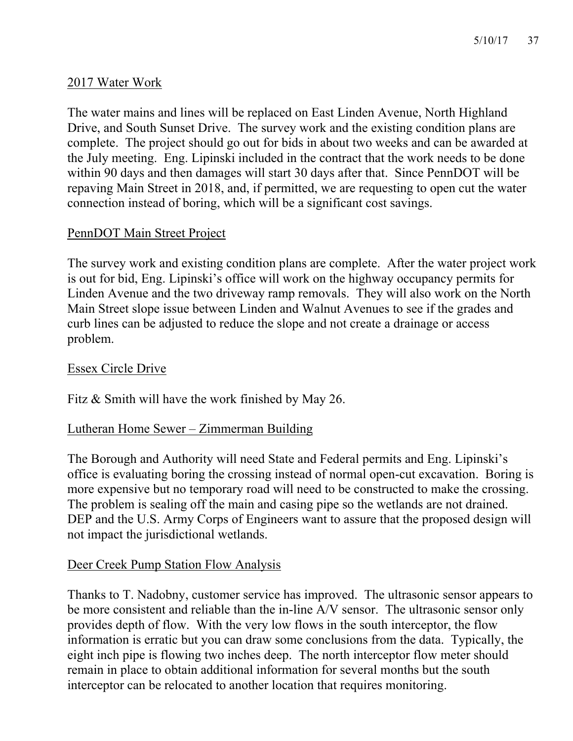## 2017 Water Work

The water mains and lines will be replaced on East Linden Avenue, North Highland Drive, and South Sunset Drive. The survey work and the existing condition plans are complete. The project should go out for bids in about two weeks and can be awarded at the July meeting. Eng. Lipinski included in the contract that the work needs to be done within 90 days and then damages will start 30 days after that. Since PennDOT will be repaving Main Street in 2018, and, if permitted, we are requesting to open cut the water connection instead of boring, which will be a significant cost savings.

## PennDOT Main Street Project

The survey work and existing condition plans are complete. After the water project work is out for bid, Eng. Lipinski's office will work on the highway occupancy permits for Linden Avenue and the two driveway ramp removals. They will also work on the North Main Street slope issue between Linden and Walnut Avenues to see if the grades and curb lines can be adjusted to reduce the slope and not create a drainage or access problem.

## Essex Circle Drive

Fitz & Smith will have the work finished by May 26.

## Lutheran Home Sewer – Zimmerman Building

The Borough and Authority will need State and Federal permits and Eng. Lipinski's office is evaluating boring the crossing instead of normal open-cut excavation. Boring is more expensive but no temporary road will need to be constructed to make the crossing. The problem is sealing off the main and casing pipe so the wetlands are not drained. DEP and the U.S. Army Corps of Engineers want to assure that the proposed design will not impact the jurisdictional wetlands.

## Deer Creek Pump Station Flow Analysis

Thanks to T. Nadobny, customer service has improved. The ultrasonic sensor appears to be more consistent and reliable than the in-line A/V sensor. The ultrasonic sensor only provides depth of flow. With the very low flows in the south interceptor, the flow information is erratic but you can draw some conclusions from the data. Typically, the eight inch pipe is flowing two inches deep. The north interceptor flow meter should remain in place to obtain additional information for several months but the south interceptor can be relocated to another location that requires monitoring.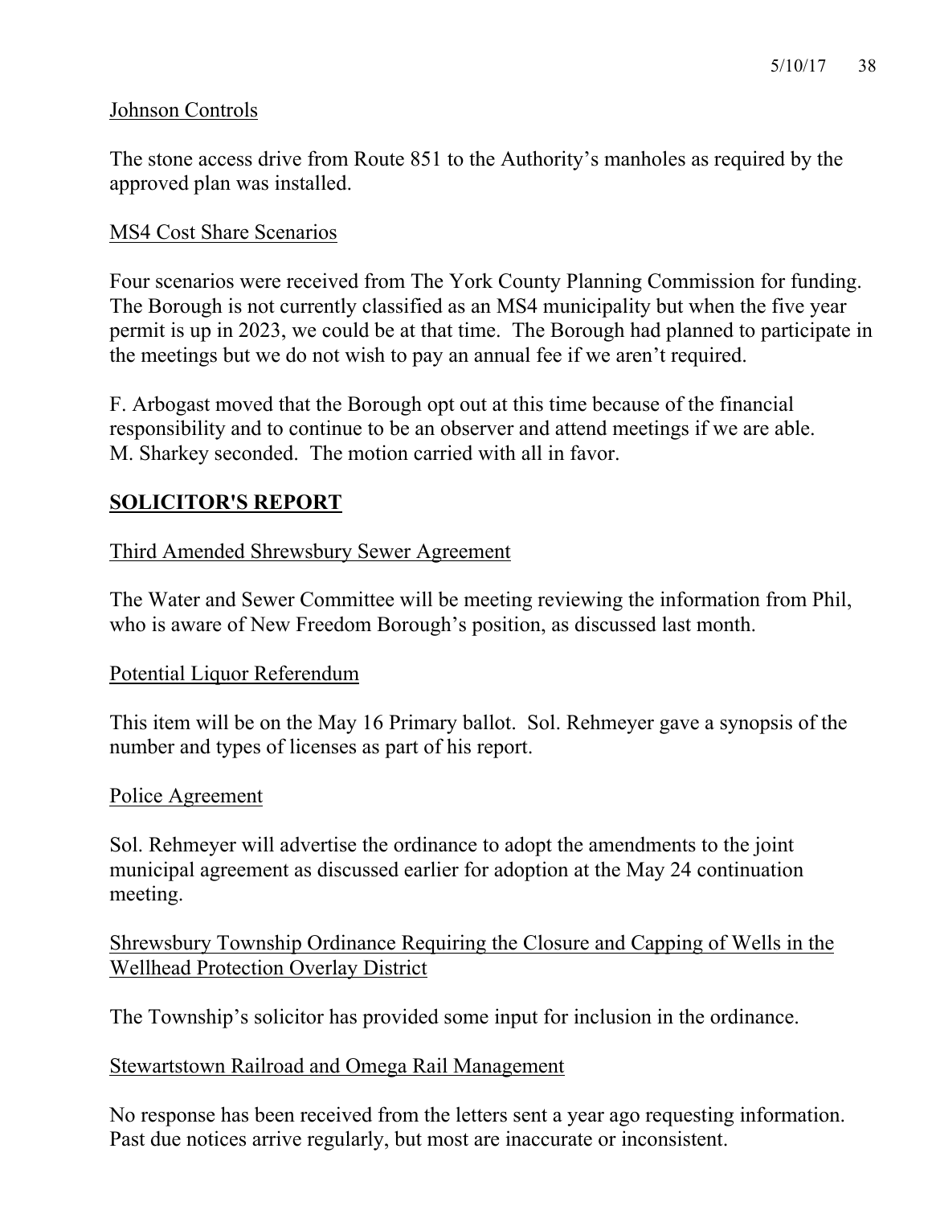Johnson Controls

The stone access drive from Route 851 to the Authority's manholes as required by the approved plan was installed.

MS4 Cost Share Scenarios

Four scenarios were received from The York County Planning Commission for funding. The Borough is not currently classified as an MS4 municipality but when the five year permit is up in 2023, we could be at that time. The Borough had planned to participate in the meetings but we do not wish to pay an annual fee if we aren't required.

F. Arbogast moved that the Borough opt out at this time because of the financial responsibility and to continue to be an observer and attend meetings if we are able. M. Sharkey seconded. The motion carried with all in favor.

## SOLICITOR'S REPORT

Third Amended Shrewsbury Sewer Agreement

The Water and Sewer Committee will be meeting reviewing the information from Phil, who is aware of New Freedom Borough's position, as discussed last month.

Potential Liquor Referendum

This item will be on the May 16 Primary ballot. Sol. Rehmeyer gave a synopsis of the number and types of licenses as part of his report.

Police Agreement

Sol. Rehmeyer will advertise the ordinance to adopt the amendments to the joint municipal agreement as discussed earlier for adoption at the May 24 continuation meeting.

Shrewsbury Township Ordinance Requiring the Closure and Capping of Wells in the Wellhead Protection Overlay District

The Township's solicitor has provided some input for inclusion in the ordinance.

Stewartstown Railroad and Omega Rail Management

No response has been received from the letters sent a year ago requesting information. Past due notices arrive regularly, but most are inaccurate or inconsistent.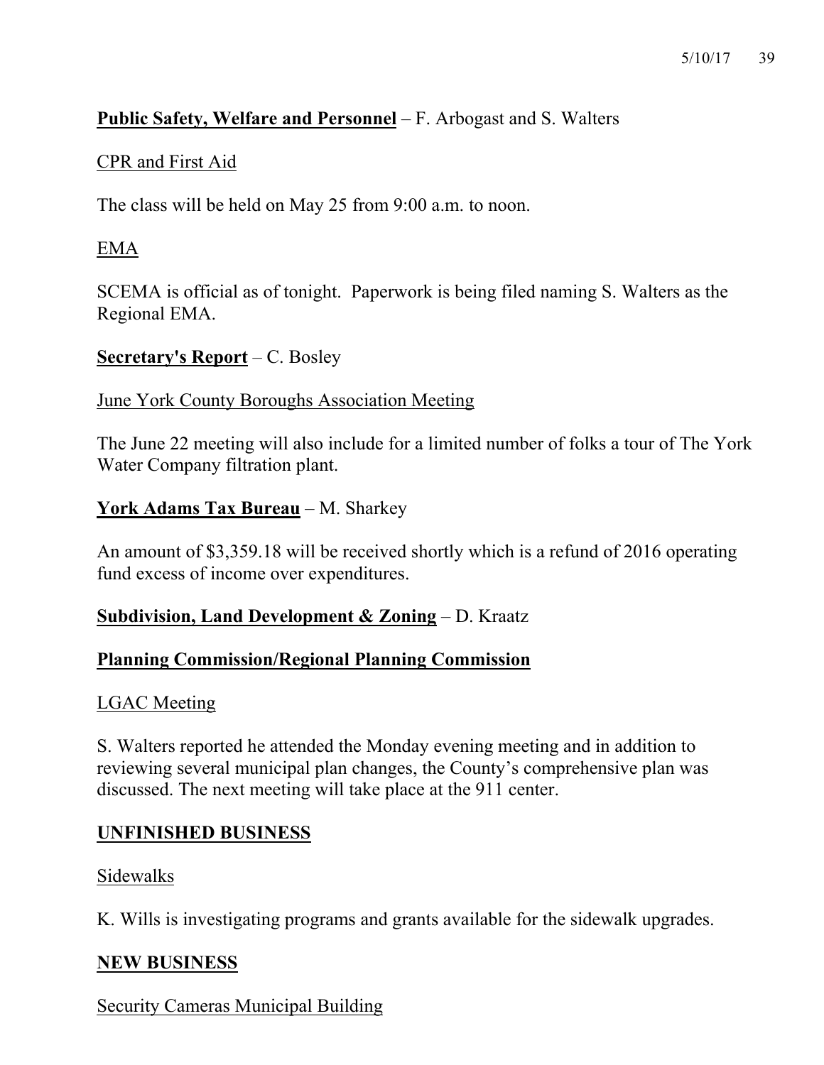**Public Safety, Welfare and Personnel** – F. Arbogast and S. Walters

CPR and First Aid

The class will be held on May 25 from 9:00 a.m. to noon.

EMA

SCEMA is official as of tonight. Paperwork is being filed naming S. Walters as the Regional EMA.

**Secretary's Report** – C. Bosley

June York County Boroughs Association Meeting

The June 22 meeting will also include for a limited number of folks a tour of The York Water Company filtration plant.

**York Adams Tax Bureau** – M. Sharkey

An amount of $3,359.18 will be received shortly which is a refund of 2016 operating fund excess of income over expenditures.

**Subdivision, Land Development & Zoning** – D. Kraatz

**Planning Commission/Regional Planning Commission**

LGAC Meeting

S. Walters reported he attended the Monday evening meeting and in addition to reviewing several municipal plan changes, the County's comprehensive plan was discussed. The next meeting will take place at the 911 center.

**UNFINISHED BUSINESS**

Sidewalks

K. Wills is investigating programs and grants available for the sidewalk upgrades.

**NEW BUSINESS**

Security Cameras Municipal Building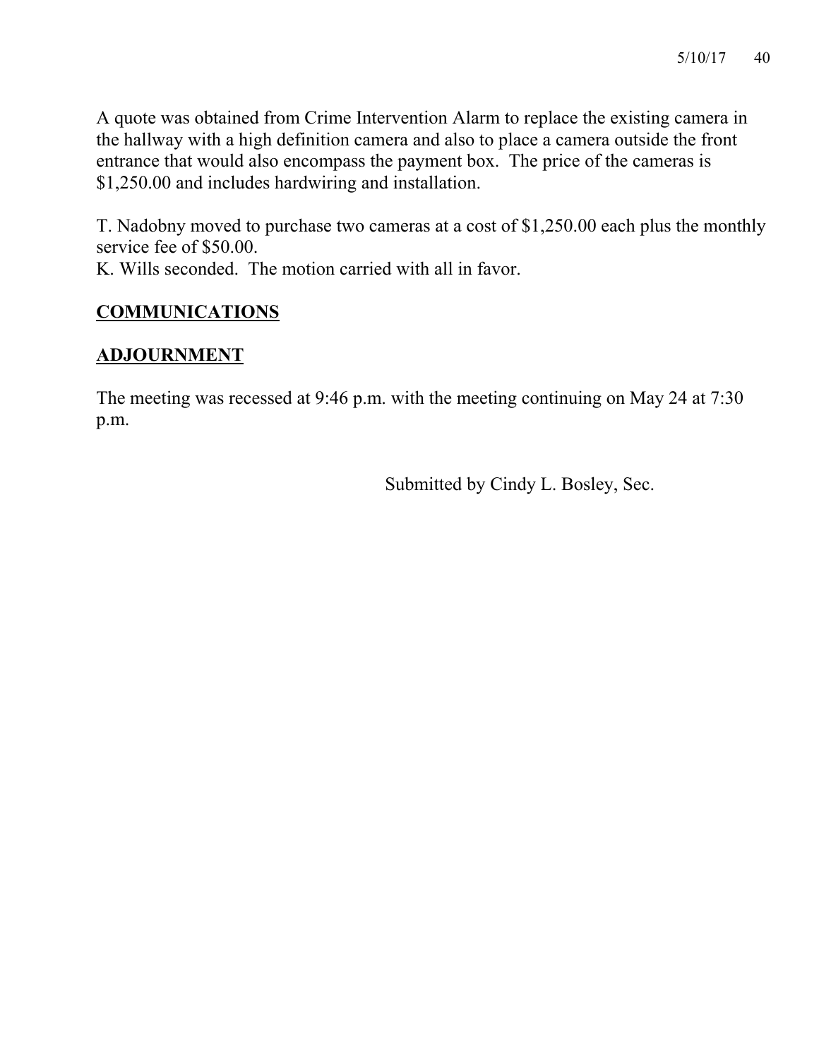A quote was obtained from Crime Intervention Alarm to replace the existing camera in the hallway with a high definition camera and also to place a camera outside the front entrance that would also encompass the payment box. The price of the cameras is $1,250.00 and includes hardwiring and installation.

T. Nadobny moved to purchase two cameras at a cost of $1,250.00 each plus the monthly service fee of $50.00.
K. Wills seconded. The motion carried with all in favor.

## COMMUNICATIONS

## ADJOURNMENT

The meeting was recessed at 9:46 p.m. with the meeting continuing on May 24 at 7:30 p.m.

Submitted by Cindy L. Bosley, Sec.